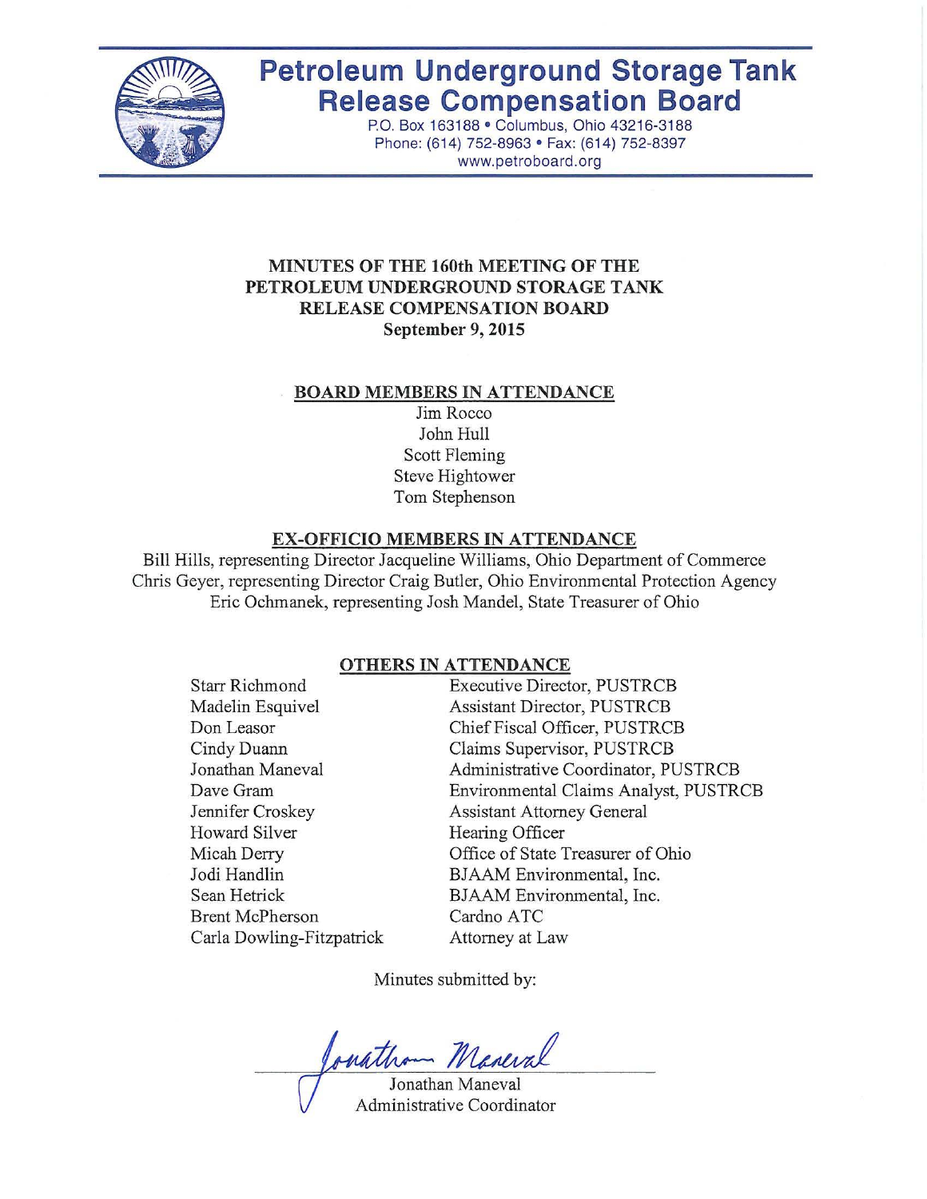# Petroleum Underground Storage Tank Release Compensation Board

P.O. Box 163188 • Columbus, Ohio 43216-3188
Phone: (614) 752-8963 • Fax: (614) 752-8397
www.petroboard.org

## MINUTES OF THE 160th MEETING OF THE PETROLEUM UNDERGROUND STORAGE TANK RELEASE COMPENSATION BOARD
**September 9, 2015**

### BOARD MEMBERS IN ATTENDANCE

Jim Rocco
John Hull
Scott Fleming
Steve Hightower
Tom Stephenson

### EX-OFFICIO MEMBERS IN ATTENDANCE

Bill Hills, representing Director Jacqueline Williams, Ohio Department of Commerce
Chris Geyer, representing Director Craig Butler, Ohio Environmental Protection Agency
Eric Ochmanek, representing Josh Mandel, State Treasurer of Ohio

### OTHERS IN ATTENDANCE

| | |
|---|---|
| Starr Richmond | Executive Director, PUSTRCB |
| Madelin Esquivel | Assistant Director, PUSTRCB |
| Don Leasor | Chief Fiscal Officer, PUSTRCB |
| Cindy Duann | Claims Supervisor, PUSTRCB |
| Jonathan Maneval | Administrative Coordinator, PUSTRCB |
| Dave Gram | Environmental Claims Analyst, PUSTRCB |
| Jennifer Croskey | Assistant Attorney General |
| Howard Silver | Hearing Officer |
| Micah Derry | Office of State Treasurer of Ohio |
| Jodi Handlin | BJAAM Environmental, Inc. |
| Sean Hetrick | BJAAM Environmental, Inc. |
| Brent McPherson | Cardno ATC |
| Carla Dowling-Fitzpatrick | Attorney at Law |

Minutes submitted by:

Jonathan Maneval
Administrative Coordinator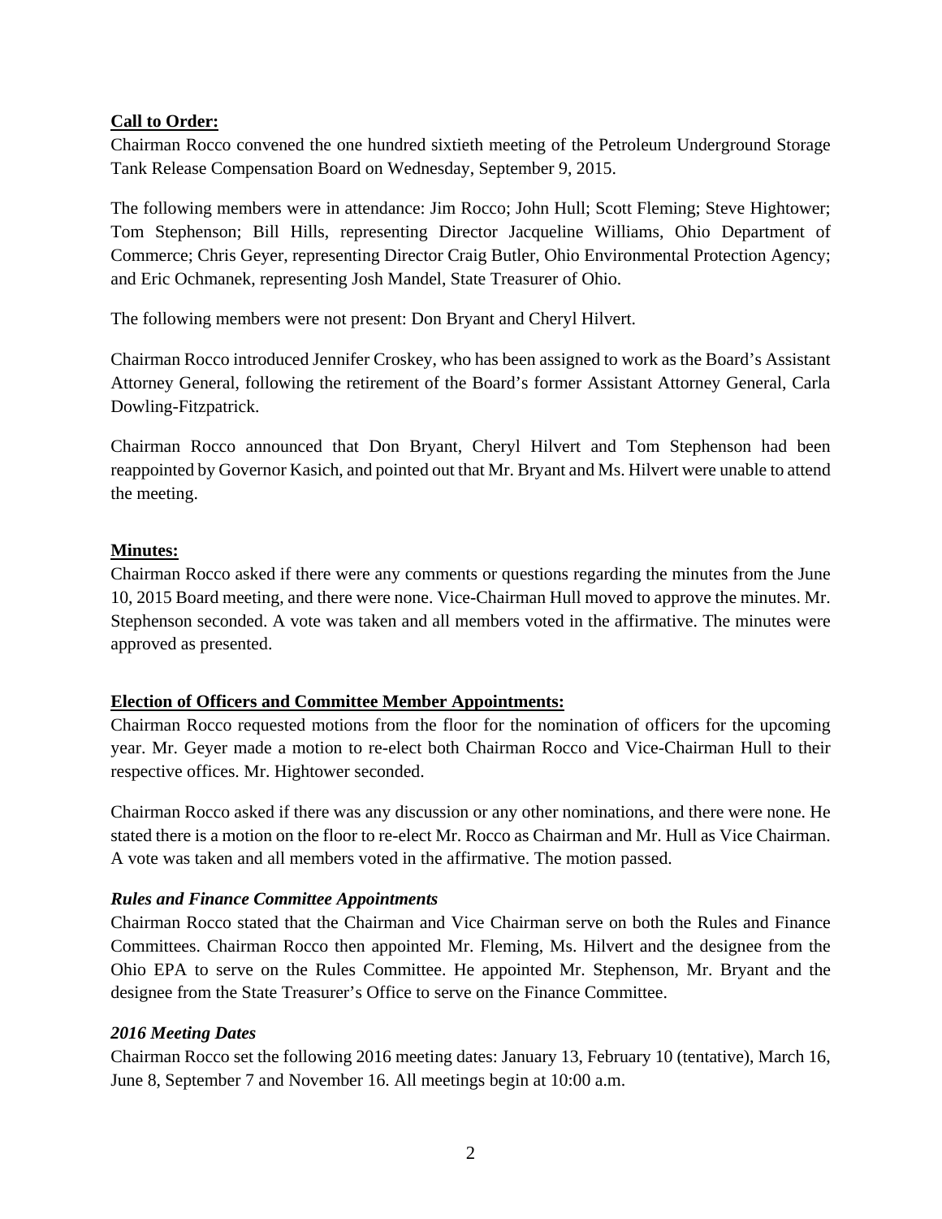## Call to Order:

Chairman Rocco convened the one hundred sixtieth meeting of the Petroleum Underground Storage Tank Release Compensation Board on Wednesday, September 9, 2015.

The following members were in attendance: Jim Rocco; John Hull; Scott Fleming; Steve Hightower; Tom Stephenson; Bill Hills, representing Director Jacqueline Williams, Ohio Department of Commerce; Chris Geyer, representing Director Craig Butler, Ohio Environmental Protection Agency; and Eric Ochmanek, representing Josh Mandel, State Treasurer of Ohio.

The following members were not present: Don Bryant and Cheryl Hilvert.

Chairman Rocco introduced Jennifer Croskey, who has been assigned to work as the Board's Assistant Attorney General, following the retirement of the Board's former Assistant Attorney General, Carla Dowling-Fitzpatrick.

Chairman Rocco announced that Don Bryant, Cheryl Hilvert and Tom Stephenson had been reappointed by Governor Kasich, and pointed out that Mr. Bryant and Ms. Hilvert were unable to attend the meeting.

## Minutes:

Chairman Rocco asked if there were any comments or questions regarding the minutes from the June 10, 2015 Board meeting, and there were none. Vice-Chairman Hull moved to approve the minutes. Mr. Stephenson seconded. A vote was taken and all members voted in the affirmative. The minutes were approved as presented.

## Election of Officers and Committee Member Appointments:

Chairman Rocco requested motions from the floor for the nomination of officers for the upcoming year. Mr. Geyer made a motion to re-elect both Chairman Rocco and Vice-Chairman Hull to their respective offices. Mr. Hightower seconded.

Chairman Rocco asked if there was any discussion or any other nominations, and there were none. He stated there is a motion on the floor to re-elect Mr. Rocco as Chairman and Mr. Hull as Vice Chairman. A vote was taken and all members voted in the affirmative. The motion passed.

### *Rules and Finance Committee Appointments*

Chairman Rocco stated that the Chairman and Vice Chairman serve on both the Rules and Finance Committees. Chairman Rocco then appointed Mr. Fleming, Ms. Hilvert and the designee from the Ohio EPA to serve on the Rules Committee. He appointed Mr. Stephenson, Mr. Bryant and the designee from the State Treasurer's Office to serve on the Finance Committee.

### *2016 Meeting Dates*

Chairman Rocco set the following 2016 meeting dates: January 13, February 10 (tentative), March 16, June 8, September 7 and November 16. All meetings begin at 10:00 a.m.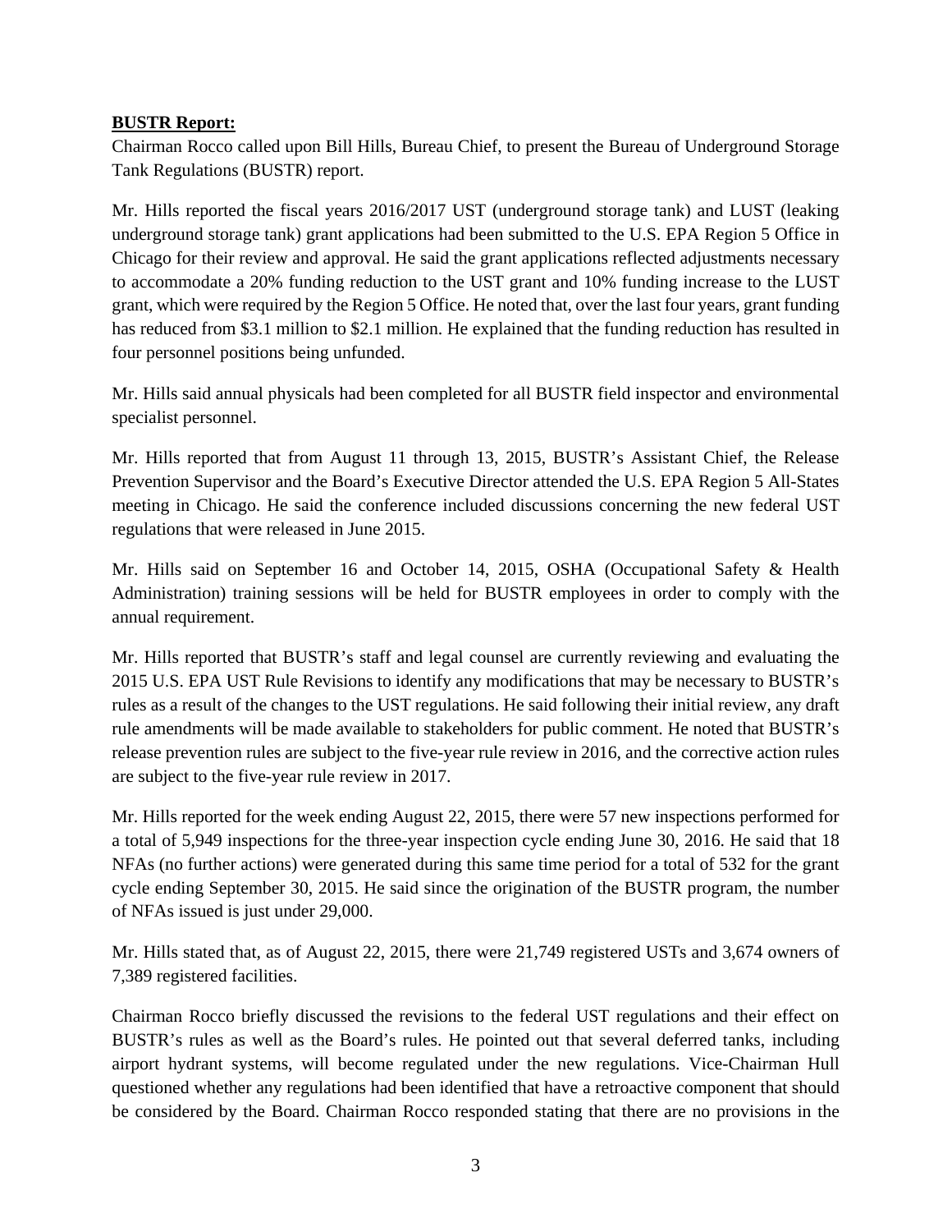**BUSTR Report:**

Chairman Rocco called upon Bill Hills, Bureau Chief, to present the Bureau of Underground Storage Tank Regulations (BUSTR) report.

Mr. Hills reported the fiscal years 2016/2017 UST (underground storage tank) and LUST (leaking underground storage tank) grant applications had been submitted to the U.S. EPA Region 5 Office in Chicago for their review and approval. He said the grant applications reflected adjustments necessary to accommodate a 20% funding reduction to the UST grant and 10% funding increase to the LUST grant, which were required by the Region 5 Office. He noted that, over the last four years, grant funding has reduced from \$3.1 million to \$2.1 million. He explained that the funding reduction has resulted in four personnel positions being unfunded.

Mr. Hills said annual physicals had been completed for all BUSTR field inspector and environmental specialist personnel.

Mr. Hills reported that from August 11 through 13, 2015, BUSTR's Assistant Chief, the Release Prevention Supervisor and the Board's Executive Director attended the U.S. EPA Region 5 All-States meeting in Chicago. He said the conference included discussions concerning the new federal UST regulations that were released in June 2015.

Mr. Hills said on September 16 and October 14, 2015, OSHA (Occupational Safety & Health Administration) training sessions will be held for BUSTR employees in order to comply with the annual requirement.

Mr. Hills reported that BUSTR's staff and legal counsel are currently reviewing and evaluating the 2015 U.S. EPA UST Rule Revisions to identify any modifications that may be necessary to BUSTR's rules as a result of the changes to the UST regulations. He said following their initial review, any draft rule amendments will be made available to stakeholders for public comment. He noted that BUSTR's release prevention rules are subject to the five-year rule review in 2016, and the corrective action rules are subject to the five-year rule review in 2017.

Mr. Hills reported for the week ending August 22, 2015, there were 57 new inspections performed for a total of 5,949 inspections for the three-year inspection cycle ending June 30, 2016. He said that 18 NFAs (no further actions) were generated during this same time period for a total of 532 for the grant cycle ending September 30, 2015. He said since the origination of the BUSTR program, the number of NFAs issued is just under 29,000.

Mr. Hills stated that, as of August 22, 2015, there were 21,749 registered USTs and 3,674 owners of 7,389 registered facilities.

Chairman Rocco briefly discussed the revisions to the federal UST regulations and their effect on BUSTR's rules as well as the Board's rules. He pointed out that several deferred tanks, including airport hydrant systems, will become regulated under the new regulations. Vice-Chairman Hull questioned whether any regulations had been identified that have a retroactive component that should be considered by the Board. Chairman Rocco responded stating that there are no provisions in the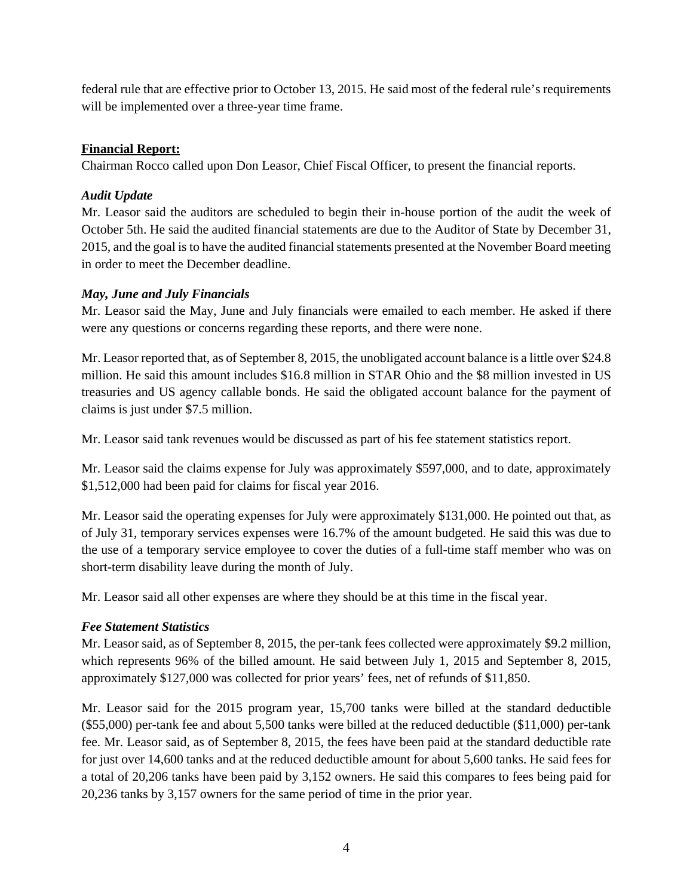federal rule that are effective prior to October 13, 2015. He said most of the federal rule's requirements will be implemented over a three-year time frame.

**Financial Report:**

Chairman Rocco called upon Don Leasor, Chief Fiscal Officer, to present the financial reports.

***Audit Update***

Mr. Leasor said the auditors are scheduled to begin their in-house portion of the audit the week of October 5th. He said the audited financial statements are due to the Auditor of State by December 31, 2015, and the goal is to have the audited financial statements presented at the November Board meeting in order to meet the December deadline.

***May, June and July Financials***

Mr. Leasor said the May, June and July financials were emailed to each member. He asked if there were any questions or concerns regarding these reports, and there were none.

Mr. Leasor reported that, as of September 8, 2015, the unobligated account balance is a little over $24.8 million. He said this amount includes $16.8 million in STAR Ohio and the $8 million invested in US treasuries and US agency callable bonds. He said the obligated account balance for the payment of claims is just under $7.5 million.

Mr. Leasor said tank revenues would be discussed as part of his fee statement statistics report.

Mr. Leasor said the claims expense for July was approximately $597,000, and to date, approximately $1,512,000 had been paid for claims for fiscal year 2016.

Mr. Leasor said the operating expenses for July were approximately $131,000. He pointed out that, as of July 31, temporary services expenses were 16.7% of the amount budgeted. He said this was due to the use of a temporary service employee to cover the duties of a full-time staff member who was on short-term disability leave during the month of July.

Mr. Leasor said all other expenses are where they should be at this time in the fiscal year.

***Fee Statement Statistics***

Mr. Leasor said, as of September 8, 2015, the per-tank fees collected were approximately $9.2 million, which represents 96% of the billed amount. He said between July 1, 2015 and September 8, 2015, approximately $127,000 was collected for prior years' fees, net of refunds of $11,850.

Mr. Leasor said for the 2015 program year, 15,700 tanks were billed at the standard deductible ($55,000) per-tank fee and about 5,500 tanks were billed at the reduced deductible ($11,000) per-tank fee. Mr. Leasor said, as of September 8, 2015, the fees have been paid at the standard deductible rate for just over 14,600 tanks and at the reduced deductible amount for about 5,600 tanks. He said fees for a total of 20,206 tanks have been paid by 3,152 owners. He said this compares to fees being paid for 20,236 tanks by 3,157 owners for the same period of time in the prior year.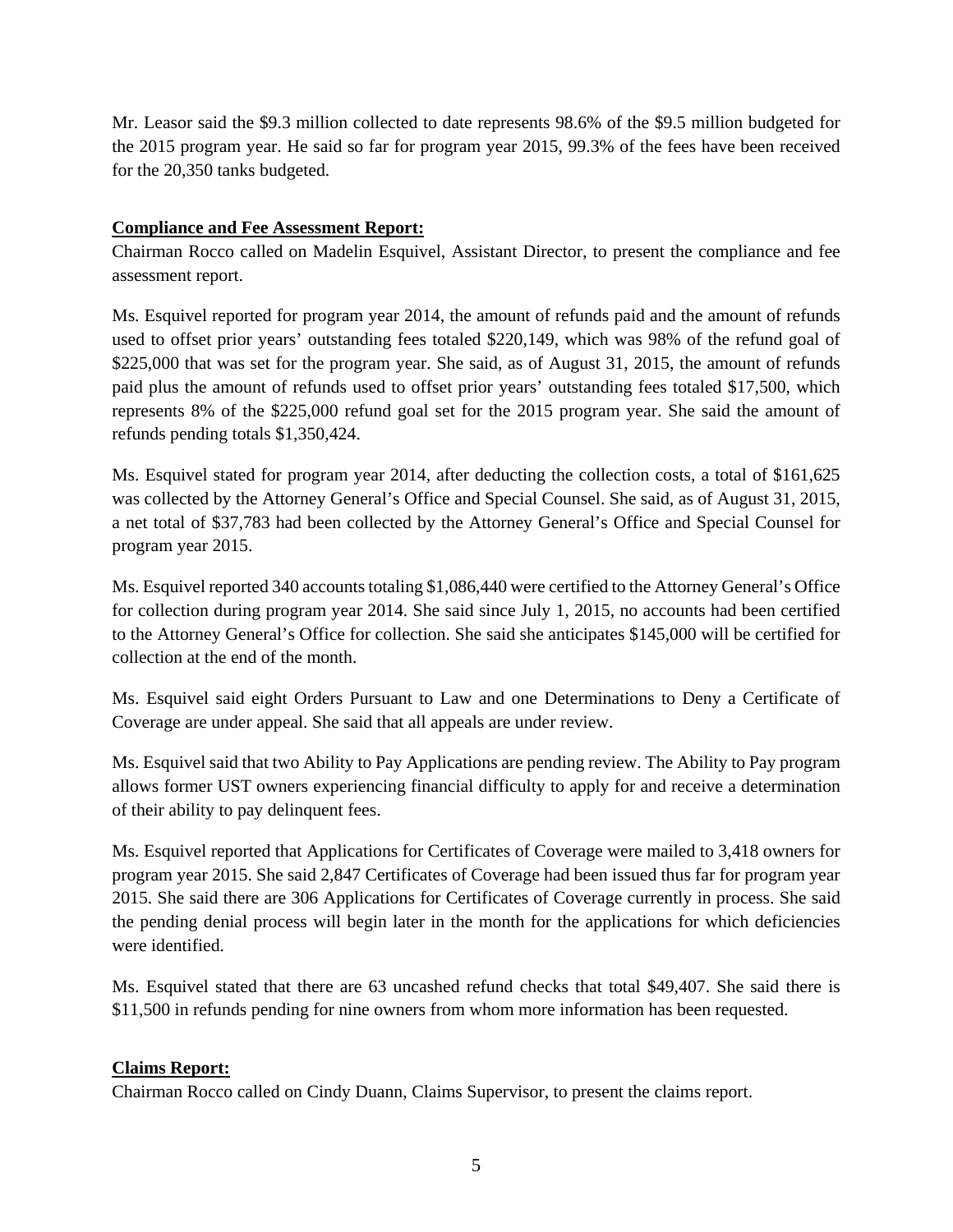Mr. Leasor said the $9.3 million collected to date represents 98.6% of the $9.5 million budgeted for the 2015 program year. He said so far for program year 2015, 99.3% of the fees have been received for the 20,350 tanks budgeted.

**Compliance and Fee Assessment Report:**

Chairman Rocco called on Madelin Esquivel, Assistant Director, to present the compliance and fee assessment report.

Ms. Esquivel reported for program year 2014, the amount of refunds paid and the amount of refunds used to offset prior years' outstanding fees totaled $220,149, which was 98% of the refund goal of $225,000 that was set for the program year. She said, as of August 31, 2015, the amount of refunds paid plus the amount of refunds used to offset prior years' outstanding fees totaled $17,500, which represents 8% of the $225,000 refund goal set for the 2015 program year. She said the amount of refunds pending totals $1,350,424.

Ms. Esquivel stated for program year 2014, after deducting the collection costs, a total of $161,625 was collected by the Attorney General's Office and Special Counsel. She said, as of August 31, 2015, a net total of $37,783 had been collected by the Attorney General's Office and Special Counsel for program year 2015.

Ms. Esquivel reported 340 accounts totaling $1,086,440 were certified to the Attorney General's Office for collection during program year 2014. She said since July 1, 2015, no accounts had been certified to the Attorney General's Office for collection. She said she anticipates $145,000 will be certified for collection at the end of the month.

Ms. Esquivel said eight Orders Pursuant to Law and one Determinations to Deny a Certificate of Coverage are under appeal. She said that all appeals are under review.

Ms. Esquivel said that two Ability to Pay Applications are pending review. The Ability to Pay program allows former UST owners experiencing financial difficulty to apply for and receive a determination of their ability to pay delinquent fees.

Ms. Esquivel reported that Applications for Certificates of Coverage were mailed to 3,418 owners for program year 2015. She said 2,847 Certificates of Coverage had been issued thus far for program year 2015. She said there are 306 Applications for Certificates of Coverage currently in process. She said the pending denial process will begin later in the month for the applications for which deficiencies were identified.

Ms. Esquivel stated that there are 63 uncashed refund checks that total $49,407. She said there is $11,500 in refunds pending for nine owners from whom more information has been requested.

**Claims Report:**

Chairman Rocco called on Cindy Duann, Claims Supervisor, to present the claims report.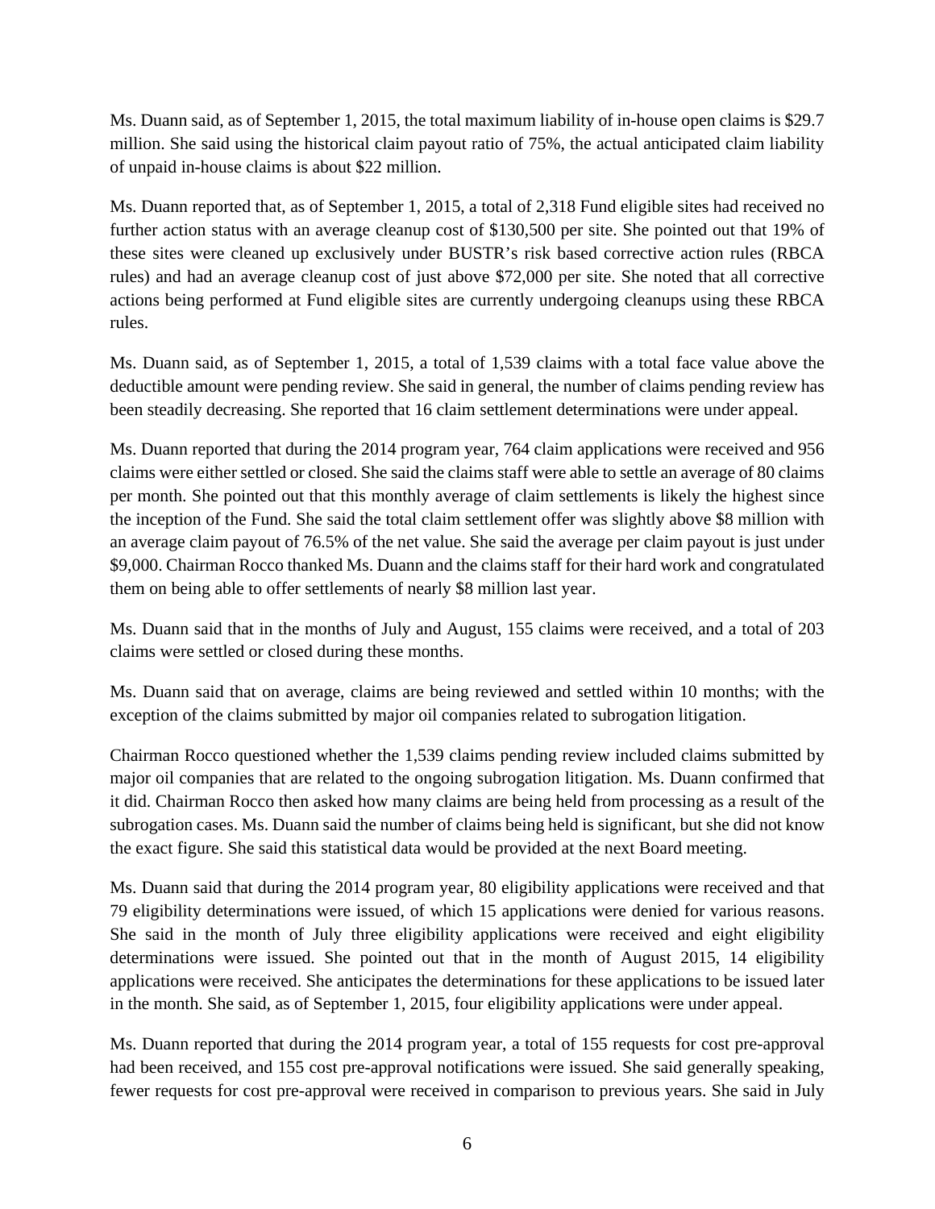Ms. Duann said, as of September 1, 2015, the total maximum liability of in-house open claims is $29.7 million. She said using the historical claim payout ratio of 75%, the actual anticipated claim liability of unpaid in-house claims is about $22 million.

Ms. Duann reported that, as of September 1, 2015, a total of 2,318 Fund eligible sites had received no further action status with an average cleanup cost of $130,500 per site. She pointed out that 19% of these sites were cleaned up exclusively under BUSTR's risk based corrective action rules (RBCA rules) and had an average cleanup cost of just above $72,000 per site. She noted that all corrective actions being performed at Fund eligible sites are currently undergoing cleanups using these RBCA rules.

Ms. Duann said, as of September 1, 2015, a total of 1,539 claims with a total face value above the deductible amount were pending review. She said in general, the number of claims pending review has been steadily decreasing. She reported that 16 claim settlement determinations were under appeal.

Ms. Duann reported that during the 2014 program year, 764 claim applications were received and 956 claims were either settled or closed. She said the claims staff were able to settle an average of 80 claims per month. She pointed out that this monthly average of claim settlements is likely the highest since the inception of the Fund. She said the total claim settlement offer was slightly above $8 million with an average claim payout of 76.5% of the net value. She said the average per claim payout is just under $9,000. Chairman Rocco thanked Ms. Duann and the claims staff for their hard work and congratulated them on being able to offer settlements of nearly $8 million last year.

Ms. Duann said that in the months of July and August, 155 claims were received, and a total of 203 claims were settled or closed during these months.

Ms. Duann said that on average, claims are being reviewed and settled within 10 months; with the exception of the claims submitted by major oil companies related to subrogation litigation.

Chairman Rocco questioned whether the 1,539 claims pending review included claims submitted by major oil companies that are related to the ongoing subrogation litigation. Ms. Duann confirmed that it did. Chairman Rocco then asked how many claims are being held from processing as a result of the subrogation cases. Ms. Duann said the number of claims being held is significant, but she did not know the exact figure. She said this statistical data would be provided at the next Board meeting.

Ms. Duann said that during the 2014 program year, 80 eligibility applications were received and that 79 eligibility determinations were issued, of which 15 applications were denied for various reasons. She said in the month of July three eligibility applications were received and eight eligibility determinations were issued. She pointed out that in the month of August 2015, 14 eligibility applications were received. She anticipates the determinations for these applications to be issued later in the month. She said, as of September 1, 2015, four eligibility applications were under appeal.

Ms. Duann reported that during the 2014 program year, a total of 155 requests for cost pre-approval had been received, and 155 cost pre-approval notifications were issued. She said generally speaking, fewer requests for cost pre-approval were received in comparison to previous years. She said in July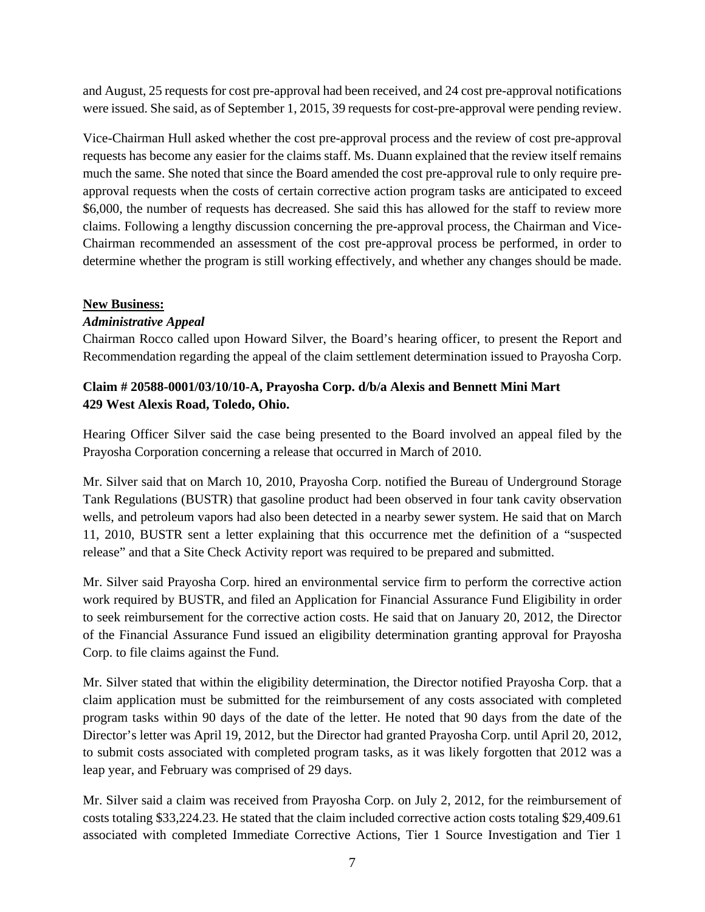and August, 25 requests for cost pre-approval had been received, and 24 cost pre-approval notifications were issued. She said, as of September 1, 2015, 39 requests for cost-pre-approval were pending review.

Vice-Chairman Hull asked whether the cost pre-approval process and the review of cost pre-approval requests has become any easier for the claims staff. Ms. Duann explained that the review itself remains much the same. She noted that since the Board amended the cost pre-approval rule to only require pre-approval requests when the costs of certain corrective action program tasks are anticipated to exceed $6,000, the number of requests has decreased. She said this has allowed for the staff to review more claims. Following a lengthy discussion concerning the pre-approval process, the Chairman and Vice-Chairman recommended an assessment of the cost pre-approval process be performed, in order to determine whether the program is still working effectively, and whether any changes should be made.

**New Business:**

***Administrative Appeal***

Chairman Rocco called upon Howard Silver, the Board's hearing officer, to present the Report and Recommendation regarding the appeal of the claim settlement determination issued to Prayosha Corp.

**Claim # 20588-0001/03/10/10-A, Prayosha Corp. d/b/a Alexis and Bennett Mini Mart 429 West Alexis Road, Toledo, Ohio.**

Hearing Officer Silver said the case being presented to the Board involved an appeal filed by the Prayosha Corporation concerning a release that occurred in March of 2010.

Mr. Silver said that on March 10, 2010, Prayosha Corp. notified the Bureau of Underground Storage Tank Regulations (BUSTR) that gasoline product had been observed in four tank cavity observation wells, and petroleum vapors had also been detected in a nearby sewer system. He said that on March 11, 2010, BUSTR sent a letter explaining that this occurrence met the definition of a "suspected release" and that a Site Check Activity report was required to be prepared and submitted.

Mr. Silver said Prayosha Corp. hired an environmental service firm to perform the corrective action work required by BUSTR, and filed an Application for Financial Assurance Fund Eligibility in order to seek reimbursement for the corrective action costs. He said that on January 20, 2012, the Director of the Financial Assurance Fund issued an eligibility determination granting approval for Prayosha Corp. to file claims against the Fund.

Mr. Silver stated that within the eligibility determination, the Director notified Prayosha Corp. that a claim application must be submitted for the reimbursement of any costs associated with completed program tasks within 90 days of the date of the letter. He noted that 90 days from the date of the Director's letter was April 19, 2012, but the Director had granted Prayosha Corp. until April 20, 2012, to submit costs associated with completed program tasks, as it was likely forgotten that 2012 was a leap year, and February was comprised of 29 days.

Mr. Silver said a claim was received from Prayosha Corp. on July 2, 2012, for the reimbursement of costs totaling $33,224.23. He stated that the claim included corrective action costs totaling $29,409.61 associated with completed Immediate Corrective Actions, Tier 1 Source Investigation and Tier 1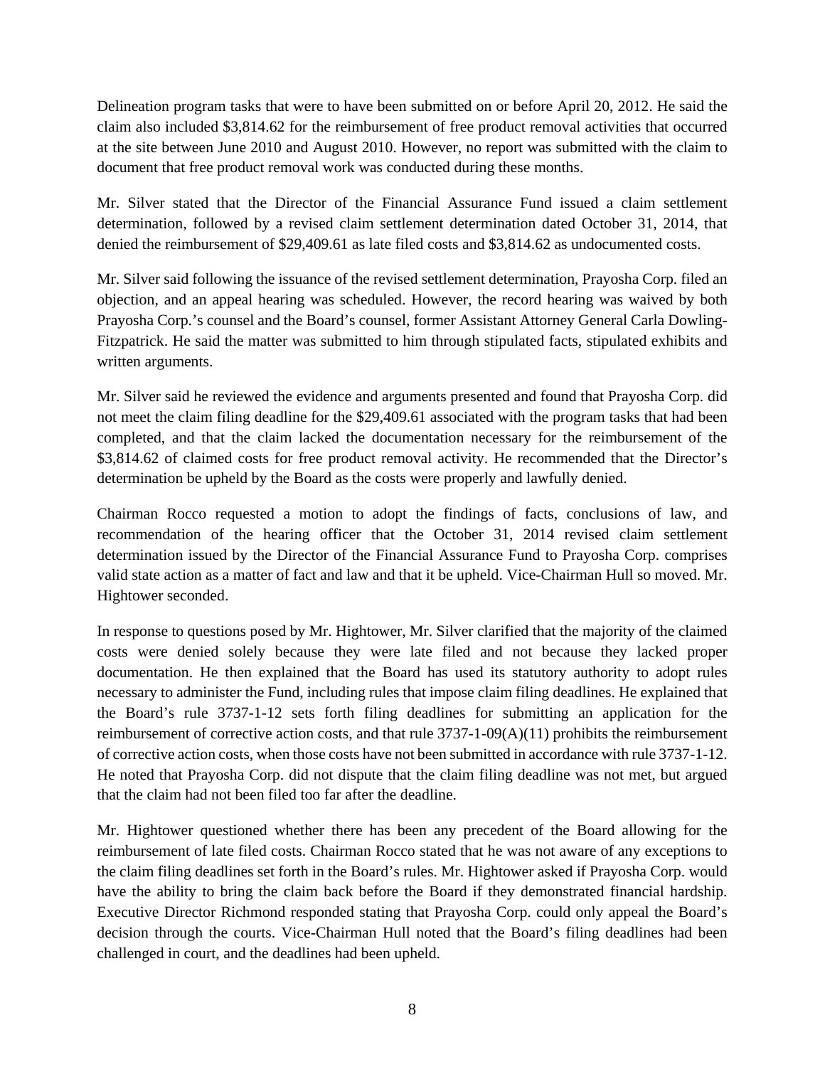Delineation program tasks that were to have been submitted on or before April 20, 2012. He said the claim also included $3,814.62 for the reimbursement of free product removal activities that occurred at the site between June 2010 and August 2010. However, no report was submitted with the claim to document that free product removal work was conducted during these months.

Mr. Silver stated that the Director of the Financial Assurance Fund issued a claim settlement determination, followed by a revised claim settlement determination dated October 31, 2014, that denied the reimbursement of $29,409.61 as late filed costs and $3,814.62 as undocumented costs.

Mr. Silver said following the issuance of the revised settlement determination, Prayosha Corp. filed an objection, and an appeal hearing was scheduled. However, the record hearing was waived by both Prayosha Corp.'s counsel and the Board's counsel, former Assistant Attorney General Carla Dowling-Fitzpatrick. He said the matter was submitted to him through stipulated facts, stipulated exhibits and written arguments.

Mr. Silver said he reviewed the evidence and arguments presented and found that Prayosha Corp. did not meet the claim filing deadline for the $29,409.61 associated with the program tasks that had been completed, and that the claim lacked the documentation necessary for the reimbursement of the $3,814.62 of claimed costs for free product removal activity. He recommended that the Director's determination be upheld by the Board as the costs were properly and lawfully denied.

Chairman Rocco requested a motion to adopt the findings of facts, conclusions of law, and recommendation of the hearing officer that the October 31, 2014 revised claim settlement determination issued by the Director of the Financial Assurance Fund to Prayosha Corp. comprises valid state action as a matter of fact and law and that it be upheld. Vice-Chairman Hull so moved. Mr. Hightower seconded.

In response to questions posed by Mr. Hightower, Mr. Silver clarified that the majority of the claimed costs were denied solely because they were late filed and not because they lacked proper documentation. He then explained that the Board has used its statutory authority to adopt rules necessary to administer the Fund, including rules that impose claim filing deadlines. He explained that the Board's rule 3737-1-12 sets forth filing deadlines for submitting an application for the reimbursement of corrective action costs, and that rule 3737-1-09(A)(11) prohibits the reimbursement of corrective action costs, when those costs have not been submitted in accordance with rule 3737-1-12. He noted that Prayosha Corp. did not dispute that the claim filing deadline was not met, but argued that the claim had not been filed too far after the deadline.

Mr. Hightower questioned whether there has been any precedent of the Board allowing for the reimbursement of late filed costs. Chairman Rocco stated that he was not aware of any exceptions to the claim filing deadlines set forth in the Board's rules. Mr. Hightower asked if Prayosha Corp. would have the ability to bring the claim back before the Board if they demonstrated financial hardship. Executive Director Richmond responded stating that Prayosha Corp. could only appeal the Board's decision through the courts. Vice-Chairman Hull noted that the Board's filing deadlines had been challenged in court, and the deadlines had been upheld.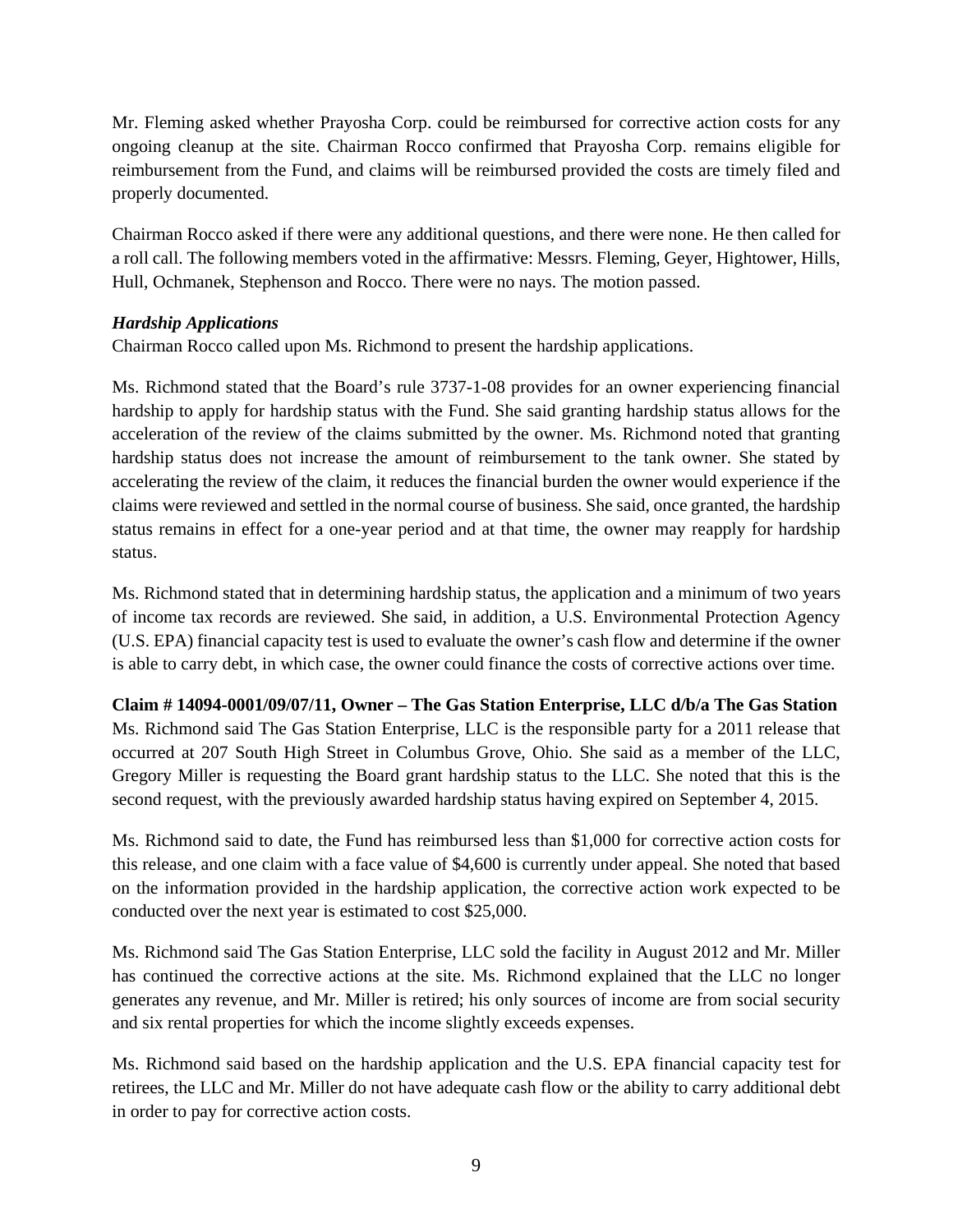Mr. Fleming asked whether Prayosha Corp. could be reimbursed for corrective action costs for any ongoing cleanup at the site. Chairman Rocco confirmed that Prayosha Corp. remains eligible for reimbursement from the Fund, and claims will be reimbursed provided the costs are timely filed and properly documented.

Chairman Rocco asked if there were any additional questions, and there were none. He then called for a roll call. The following members voted in the affirmative: Messrs. Fleming, Geyer, Hightower, Hills, Hull, Ochmanek, Stephenson and Rocco. There were no nays. The motion passed.

***Hardship Applications***

Chairman Rocco called upon Ms. Richmond to present the hardship applications.

Ms. Richmond stated that the Board's rule 3737-1-08 provides for an owner experiencing financial hardship to apply for hardship status with the Fund. She said granting hardship status allows for the acceleration of the review of the claims submitted by the owner. Ms. Richmond noted that granting hardship status does not increase the amount of reimbursement to the tank owner. She stated by accelerating the review of the claim, it reduces the financial burden the owner would experience if the claims were reviewed and settled in the normal course of business. She said, once granted, the hardship status remains in effect for a one-year period and at that time, the owner may reapply for hardship status.

Ms. Richmond stated that in determining hardship status, the application and a minimum of two years of income tax records are reviewed. She said, in addition, a U.S. Environmental Protection Agency (U.S. EPA) financial capacity test is used to evaluate the owner's cash flow and determine if the owner is able to carry debt, in which case, the owner could finance the costs of corrective actions over time.

**Claim # 14094-0001/09/07/11, Owner – The Gas Station Enterprise, LLC d/b/a The Gas Station**

Ms. Richmond said The Gas Station Enterprise, LLC is the responsible party for a 2011 release that occurred at 207 South High Street in Columbus Grove, Ohio. She said as a member of the LLC, Gregory Miller is requesting the Board grant hardship status to the LLC. She noted that this is the second request, with the previously awarded hardship status having expired on September 4, 2015.

Ms. Richmond said to date, the Fund has reimbursed less than $1,000 for corrective action costs for this release, and one claim with a face value of $4,600 is currently under appeal. She noted that based on the information provided in the hardship application, the corrective action work expected to be conducted over the next year is estimated to cost $25,000.

Ms. Richmond said The Gas Station Enterprise, LLC sold the facility in August 2012 and Mr. Miller has continued the corrective actions at the site. Ms. Richmond explained that the LLC no longer generates any revenue, and Mr. Miller is retired; his only sources of income are from social security and six rental properties for which the income slightly exceeds expenses.

Ms. Richmond said based on the hardship application and the U.S. EPA financial capacity test for retirees, the LLC and Mr. Miller do not have adequate cash flow or the ability to carry additional debt in order to pay for corrective action costs.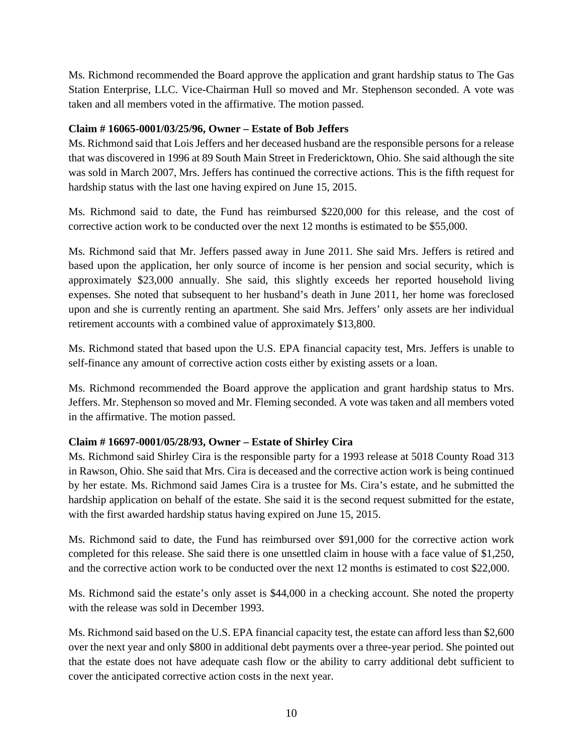Ms. Richmond recommended the Board approve the application and grant hardship status to The Gas Station Enterprise, LLC. Vice-Chairman Hull so moved and Mr. Stephenson seconded. A vote was taken and all members voted in the affirmative. The motion passed.

**Claim # 16065-0001/03/25/96, Owner – Estate of Bob Jeffers**

Ms. Richmond said that Lois Jeffers and her deceased husband are the responsible persons for a release that was discovered in 1996 at 89 South Main Street in Fredericktown, Ohio. She said although the site was sold in March 2007, Mrs. Jeffers has continued the corrective actions. This is the fifth request for hardship status with the last one having expired on June 15, 2015.

Ms. Richmond said to date, the Fund has reimbursed $220,000 for this release, and the cost of corrective action work to be conducted over the next 12 months is estimated to be $55,000.

Ms. Richmond said that Mr. Jeffers passed away in June 2011. She said Mrs. Jeffers is retired and based upon the application, her only source of income is her pension and social security, which is approximately $23,000 annually. She said, this slightly exceeds her reported household living expenses. She noted that subsequent to her husband's death in June 2011, her home was foreclosed upon and she is currently renting an apartment. She said Mrs. Jeffers' only assets are her individual retirement accounts with a combined value of approximately $13,800.

Ms. Richmond stated that based upon the U.S. EPA financial capacity test, Mrs. Jeffers is unable to self-finance any amount of corrective action costs either by existing assets or a loan.

Ms. Richmond recommended the Board approve the application and grant hardship status to Mrs. Jeffers. Mr. Stephenson so moved and Mr. Fleming seconded. A vote was taken and all members voted in the affirmative. The motion passed.

**Claim # 16697-0001/05/28/93, Owner – Estate of Shirley Cira**

Ms. Richmond said Shirley Cira is the responsible party for a 1993 release at 5018 County Road 313 in Rawson, Ohio. She said that Mrs. Cira is deceased and the corrective action work is being continued by her estate. Ms. Richmond said James Cira is a trustee for Ms. Cira's estate, and he submitted the hardship application on behalf of the estate. She said it is the second request submitted for the estate, with the first awarded hardship status having expired on June 15, 2015.

Ms. Richmond said to date, the Fund has reimbursed over $91,000 for the corrective action work completed for this release. She said there is one unsettled claim in house with a face value of $1,250, and the corrective action work to be conducted over the next 12 months is estimated to cost $22,000.

Ms. Richmond said the estate's only asset is $44,000 in a checking account. She noted the property with the release was sold in December 1993.

Ms. Richmond said based on the U.S. EPA financial capacity test, the estate can afford less than $2,600 over the next year and only $800 in additional debt payments over a three-year period. She pointed out that the estate does not have adequate cash flow or the ability to carry additional debt sufficient to cover the anticipated corrective action costs in the next year.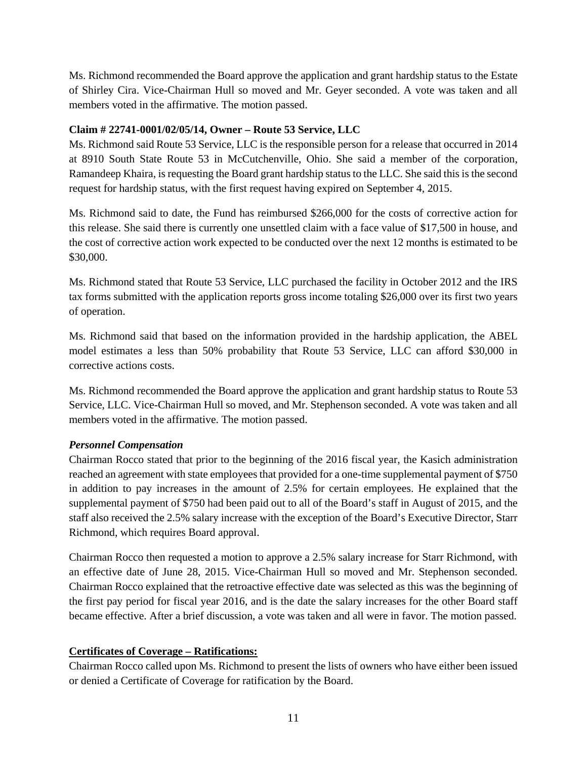Ms. Richmond recommended the Board approve the application and grant hardship status to the Estate of Shirley Cira. Vice-Chairman Hull so moved and Mr. Geyer seconded. A vote was taken and all members voted in the affirmative. The motion passed.

**Claim # 22741-0001/02/05/14, Owner – Route 53 Service, LLC**

Ms. Richmond said Route 53 Service, LLC is the responsible person for a release that occurred in 2014 at 8910 South State Route 53 in McCutchenville, Ohio. She said a member of the corporation, Ramandeep Khaira, is requesting the Board grant hardship status to the LLC. She said this is the second request for hardship status, with the first request having expired on September 4, 2015.

Ms. Richmond said to date, the Fund has reimbursed $266,000 for the costs of corrective action for this release. She said there is currently one unsettled claim with a face value of $17,500 in house, and the cost of corrective action work expected to be conducted over the next 12 months is estimated to be $30,000.

Ms. Richmond stated that Route 53 Service, LLC purchased the facility in October 2012 and the IRS tax forms submitted with the application reports gross income totaling $26,000 over its first two years of operation.

Ms. Richmond said that based on the information provided in the hardship application, the ABEL model estimates a less than 50% probability that Route 53 Service, LLC can afford $30,000 in corrective actions costs.

Ms. Richmond recommended the Board approve the application and grant hardship status to Route 53 Service, LLC. Vice-Chairman Hull so moved, and Mr. Stephenson seconded. A vote was taken and all members voted in the affirmative. The motion passed.

***Personnel Compensation***

Chairman Rocco stated that prior to the beginning of the 2016 fiscal year, the Kasich administration reached an agreement with state employees that provided for a one-time supplemental payment of $750 in addition to pay increases in the amount of 2.5% for certain employees. He explained that the supplemental payment of $750 had been paid out to all of the Board's staff in August of 2015, and the staff also received the 2.5% salary increase with the exception of the Board's Executive Director, Starr Richmond, which requires Board approval.

Chairman Rocco then requested a motion to approve a 2.5% salary increase for Starr Richmond, with an effective date of June 28, 2015. Vice-Chairman Hull so moved and Mr. Stephenson seconded. Chairman Rocco explained that the retroactive effective date was selected as this was the beginning of the first pay period for fiscal year 2016, and is the date the salary increases for the other Board staff became effective. After a brief discussion, a vote was taken and all were in favor. The motion passed.

**<u>Certificates of Coverage – Ratifications:</u>**

Chairman Rocco called upon Ms. Richmond to present the lists of owners who have either been issued or denied a Certificate of Coverage for ratification by the Board.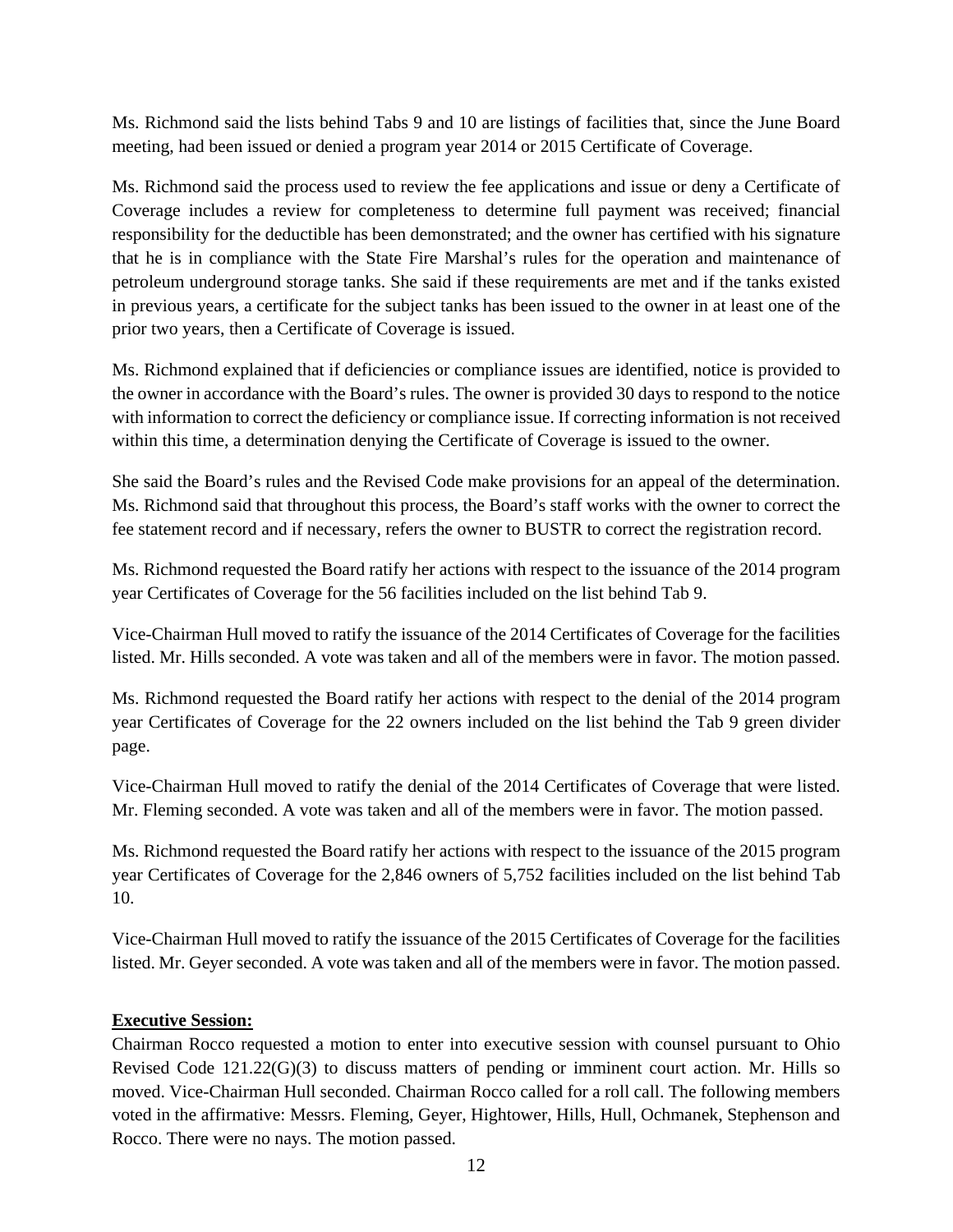Ms. Richmond said the lists behind Tabs 9 and 10 are listings of facilities that, since the June Board meeting, had been issued or denied a program year 2014 or 2015 Certificate of Coverage.

Ms. Richmond said the process used to review the fee applications and issue or deny a Certificate of Coverage includes a review for completeness to determine full payment was received; financial responsibility for the deductible has been demonstrated; and the owner has certified with his signature that he is in compliance with the State Fire Marshal's rules for the operation and maintenance of petroleum underground storage tanks. She said if these requirements are met and if the tanks existed in previous years, a certificate for the subject tanks has been issued to the owner in at least one of the prior two years, then a Certificate of Coverage is issued.

Ms. Richmond explained that if deficiencies or compliance issues are identified, notice is provided to the owner in accordance with the Board's rules. The owner is provided 30 days to respond to the notice with information to correct the deficiency or compliance issue. If correcting information is not received within this time, a determination denying the Certificate of Coverage is issued to the owner.

She said the Board's rules and the Revised Code make provisions for an appeal of the determination. Ms. Richmond said that throughout this process, the Board's staff works with the owner to correct the fee statement record and if necessary, refers the owner to BUSTR to correct the registration record.

Ms. Richmond requested the Board ratify her actions with respect to the issuance of the 2014 program year Certificates of Coverage for the 56 facilities included on the list behind Tab 9.

Vice-Chairman Hull moved to ratify the issuance of the 2014 Certificates of Coverage for the facilities listed. Mr. Hills seconded. A vote was taken and all of the members were in favor. The motion passed.

Ms. Richmond requested the Board ratify her actions with respect to the denial of the 2014 program year Certificates of Coverage for the 22 owners included on the list behind the Tab 9 green divider page.

Vice-Chairman Hull moved to ratify the denial of the 2014 Certificates of Coverage that were listed. Mr. Fleming seconded. A vote was taken and all of the members were in favor. The motion passed.

Ms. Richmond requested the Board ratify her actions with respect to the issuance of the 2015 program year Certificates of Coverage for the 2,846 owners of 5,752 facilities included on the list behind Tab 10.

Vice-Chairman Hull moved to ratify the issuance of the 2015 Certificates of Coverage for the facilities listed. Mr. Geyer seconded. A vote was taken and all of the members were in favor. The motion passed.

**Executive Session:**

Chairman Rocco requested a motion to enter into executive session with counsel pursuant to Ohio Revised Code 121.22(G)(3) to discuss matters of pending or imminent court action. Mr. Hills so moved. Vice-Chairman Hull seconded. Chairman Rocco called for a roll call. The following members voted in the affirmative: Messrs. Fleming, Geyer, Hightower, Hills, Hull, Ochmanek, Stephenson and Rocco. There were no nays. The motion passed.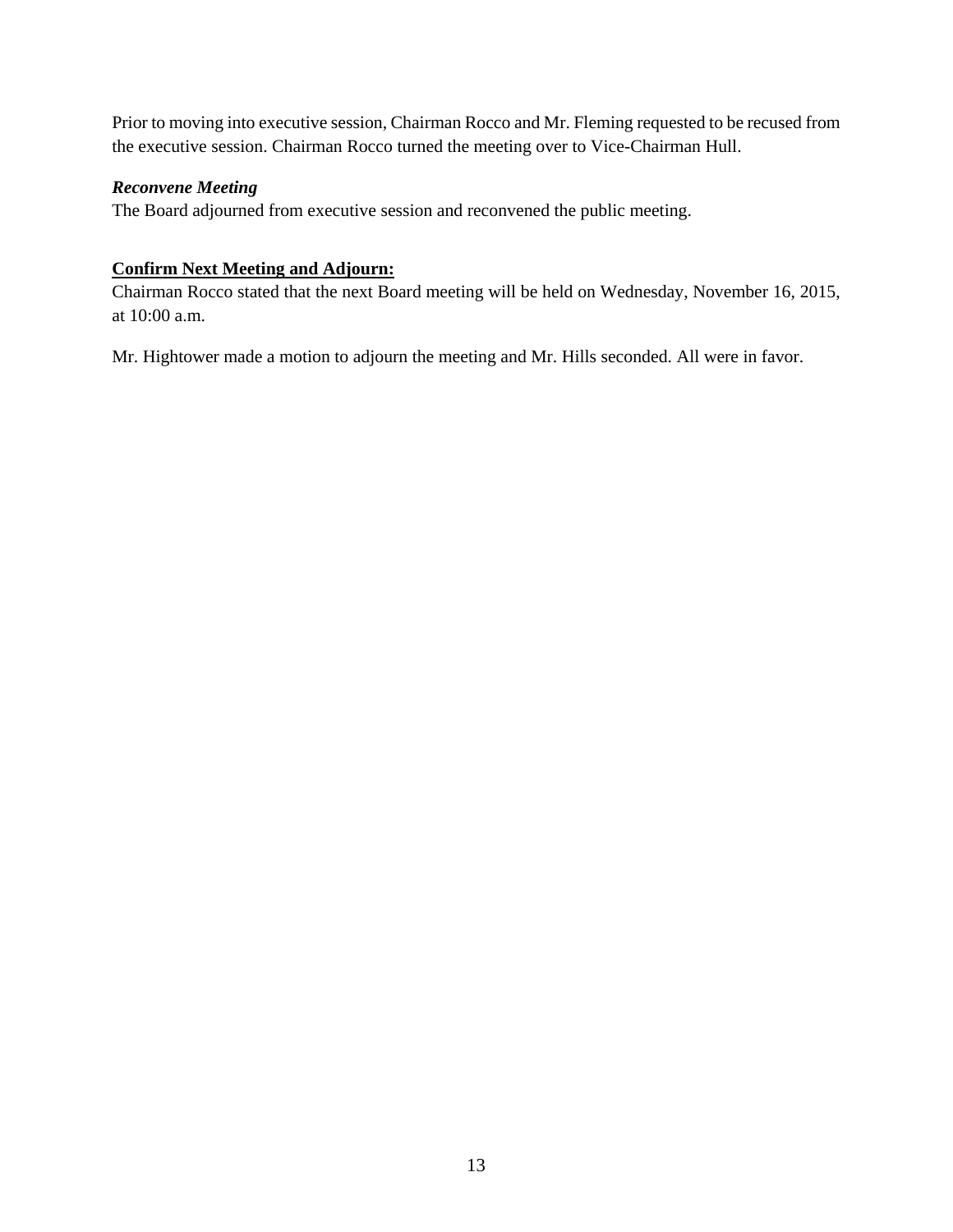Prior to moving into executive session, Chairman Rocco and Mr. Fleming requested to be recused from the executive session. Chairman Rocco turned the meeting over to Vice-Chairman Hull.

***Reconvene Meeting***

The Board adjourned from executive session and reconvened the public meeting.

**Confirm Next Meeting and Adjourn:**

Chairman Rocco stated that the next Board meeting will be held on Wednesday, November 16, 2015, at 10:00 a.m.

Mr. Hightower made a motion to adjourn the meeting and Mr. Hills seconded. All were in favor.